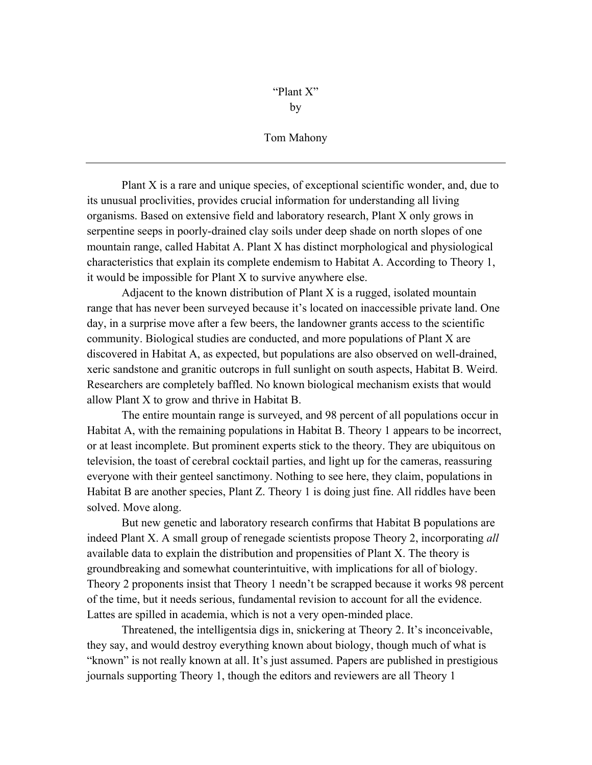# "Plant X"

by

Tom Mahony

---

Plant X is a rare and unique species, of exceptional scientific wonder, and, due to its unusual proclivities, provides crucial information for understanding all living organisms. Based on extensive field and laboratory research, Plant X only grows in serpentine seeps in poorly-drained clay soils under deep shade on north slopes of one mountain range, called Habitat A. Plant X has distinct morphological and physiological characteristics that explain its complete endemism to Habitat A. According to Theory 1, it would be impossible for Plant X to survive anywhere else.

Adjacent to the known distribution of Plant X is a rugged, isolated mountain range that has never been surveyed because it's located on inaccessible private land. One day, in a surprise move after a few beers, the landowner grants access to the scientific community. Biological studies are conducted, and more populations of Plant X are discovered in Habitat A, as expected, but populations are also observed on well-drained, xeric sandstone and granitic outcrops in full sunlight on south aspects, Habitat B. Weird. Researchers are completely baffled. No known biological mechanism exists that would allow Plant X to grow and thrive in Habitat B.

The entire mountain range is surveyed, and 98 percent of all populations occur in Habitat A, with the remaining populations in Habitat B. Theory 1 appears to be incorrect, or at least incomplete. But prominent experts stick to the theory. They are ubiquitous on television, the toast of cerebral cocktail parties, and light up for the cameras, reassuring everyone with their genteel sanctimony. Nothing to see here, they claim, populations in Habitat B are another species, Plant Z. Theory 1 is doing just fine. All riddles have been solved. Move along.

But new genetic and laboratory research confirms that Habitat B populations are indeed Plant X. A small group of renegade scientists propose Theory 2, incorporating *all* available data to explain the distribution and propensities of Plant X. The theory is groundbreaking and somewhat counterintuitive, with implications for all of biology. Theory 2 proponents insist that Theory 1 needn't be scrapped because it works 98 percent of the time, but it needs serious, fundamental revision to account for all the evidence. Lattes are spilled in academia, which is not a very open-minded place.

Threatened, the intelligentsia digs in, snickering at Theory 2. It's inconceivable, they say, and would destroy everything known about biology, though much of what is "known" is not really known at all. It's just assumed. Papers are published in prestigious journals supporting Theory 1, though the editors and reviewers are all Theory 1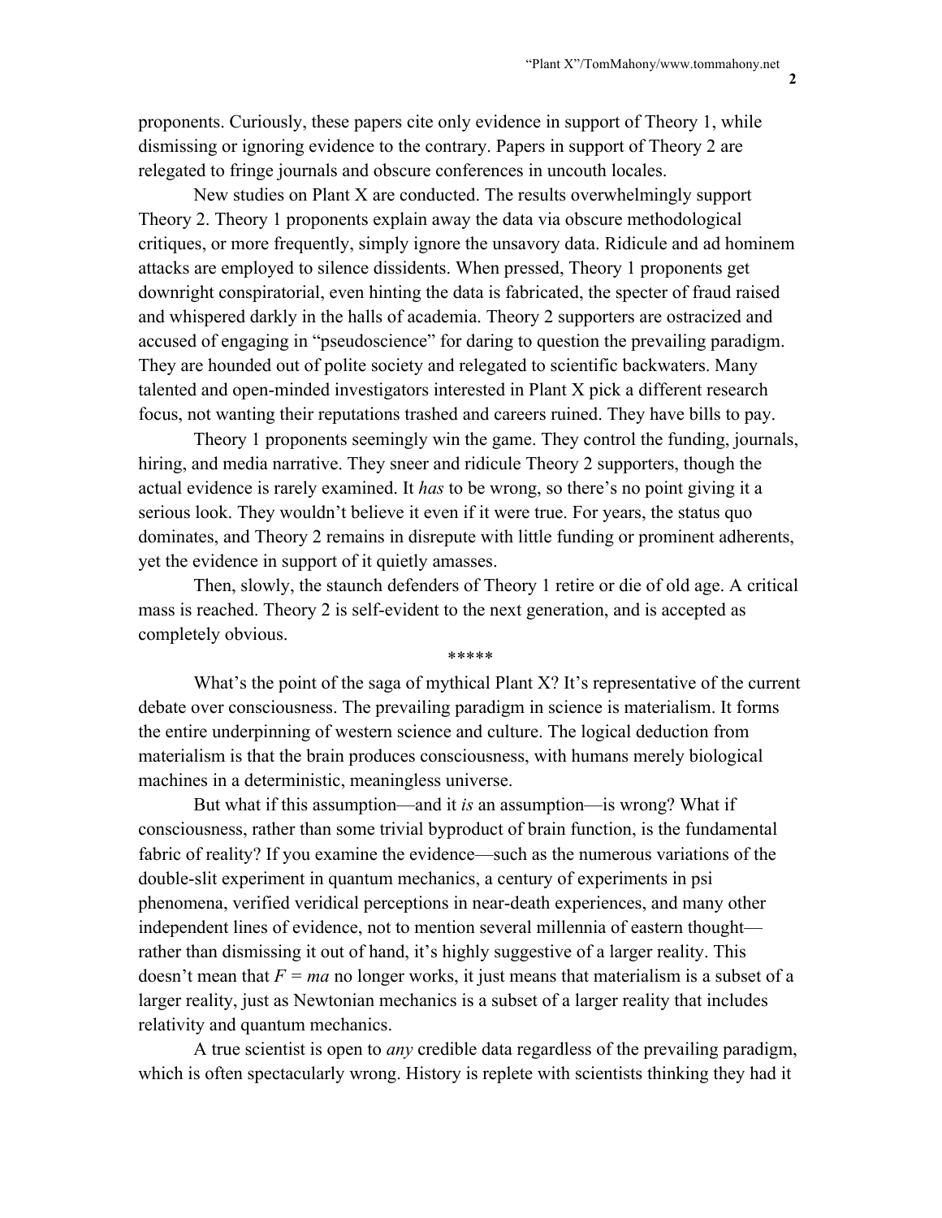proponents. Curiously, these papers cite only evidence in support of Theory 1, while dismissing or ignoring evidence to the contrary. Papers in support of Theory 2 are relegated to fringe journals and obscure conferences in uncouth locales.

New studies on Plant X are conducted. The results overwhelmingly support Theory 2. Theory 1 proponents explain away the data via obscure methodological critiques, or more frequently, simply ignore the unsavory data. Ridicule and ad hominem attacks are employed to silence dissidents. When pressed, Theory 1 proponents get downright conspiratorial, even hinting the data is fabricated, the specter of fraud raised and whispered darkly in the halls of academia. Theory 2 supporters are ostracized and accused of engaging in "pseudoscience" for daring to question the prevailing paradigm. They are hounded out of polite society and relegated to scientific backwaters. Many talented and open-minded investigators interested in Plant X pick a different research focus, not wanting their reputations trashed and careers ruined. They have bills to pay.

Theory 1 proponents seemingly win the game. They control the funding, journals, hiring, and media narrative. They sneer and ridicule Theory 2 supporters, though the actual evidence is rarely examined. It *has* to be wrong, so there's no point giving it a serious look. They wouldn't believe it even if it were true. For years, the status quo dominates, and Theory 2 remains in disrepute with little funding or prominent adherents, yet the evidence in support of it quietly amasses.

Then, slowly, the staunch defenders of Theory 1 retire or die of old age. A critical mass is reached. Theory 2 is self-evident to the next generation, and is accepted as completely obvious.

*****

What's the point of the saga of mythical Plant X? It's representative of the current debate over consciousness. The prevailing paradigm in science is materialism. It forms the entire underpinning of western science and culture. The logical deduction from materialism is that the brain produces consciousness, with humans merely biological machines in a deterministic, meaningless universe.

But what if this assumption—and it *is* an assumption—is wrong? What if consciousness, rather than some trivial byproduct of brain function, is the fundamental fabric of reality? If you examine the evidence—such as the numerous variations of the double-slit experiment in quantum mechanics, a century of experiments in psi phenomena, verified veridical perceptions in near-death experiences, and many other independent lines of evidence, not to mention several millennia of eastern thought—rather than dismissing it out of hand, it's highly suggestive of a larger reality. This doesn't mean that $F = ma$ no longer works, it just means that materialism is a subset of a larger reality, just as Newtonian mechanics is a subset of a larger reality that includes relativity and quantum mechanics.

A true scientist is open to *any* credible data regardless of the prevailing paradigm, which is often spectacularly wrong. History is replete with scientists thinking they had it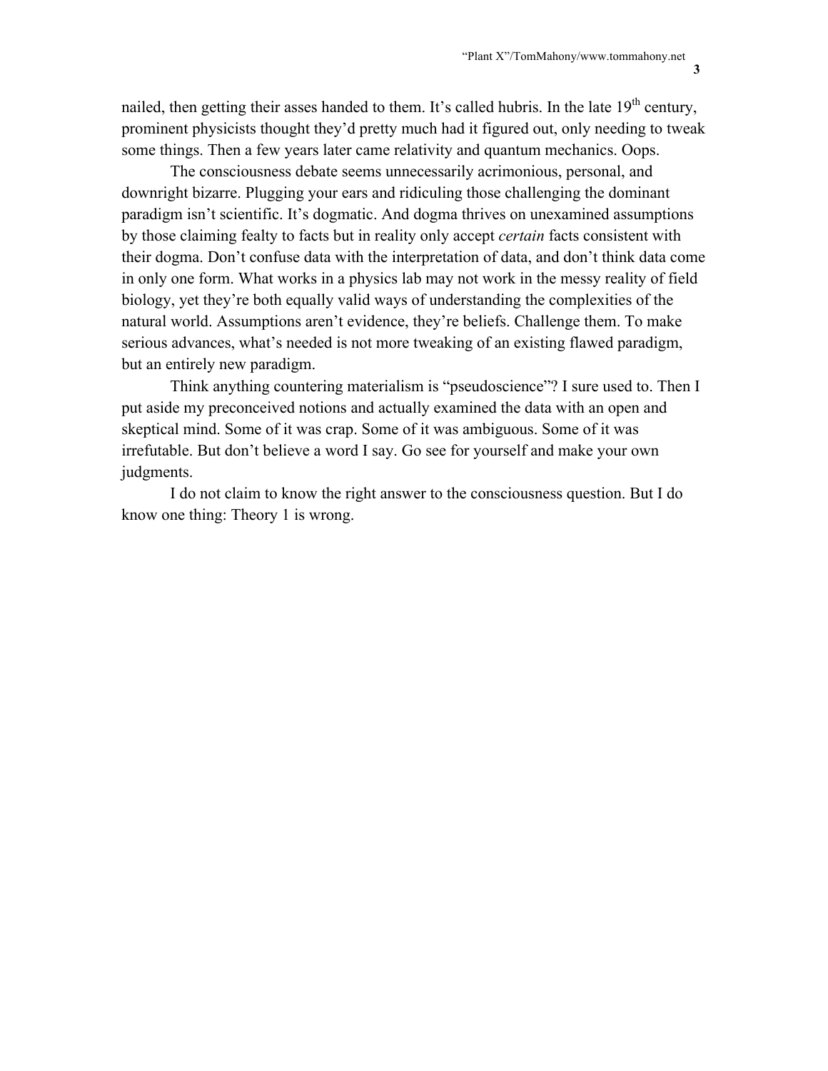nailed, then getting their asses handed to them. It's called hubris. In the late 19th century, prominent physicists thought they'd pretty much had it figured out, only needing to tweak some things. Then a few years later came relativity and quantum mechanics. Oops.

The consciousness debate seems unnecessarily acrimonious, personal, and downright bizarre. Plugging your ears and ridiculing those challenging the dominant paradigm isn't scientific. It's dogmatic. And dogma thrives on unexamined assumptions by those claiming fealty to facts but in reality only accept *certain* facts consistent with their dogma. Don't confuse data with the interpretation of data, and don't think data come in only one form. What works in a physics lab may not work in the messy reality of field biology, yet they're both equally valid ways of understanding the complexities of the natural world. Assumptions aren't evidence, they're beliefs. Challenge them. To make serious advances, what's needed is not more tweaking of an existing flawed paradigm, but an entirely new paradigm.

Think anything countering materialism is "pseudoscience"? I sure used to. Then I put aside my preconceived notions and actually examined the data with an open and skeptical mind. Some of it was crap. Some of it was ambiguous. Some of it was irrefutable. But don't believe a word I say. Go see for yourself and make your own judgments.

I do not claim to know the right answer to the consciousness question. But I do know one thing: Theory 1 is wrong.